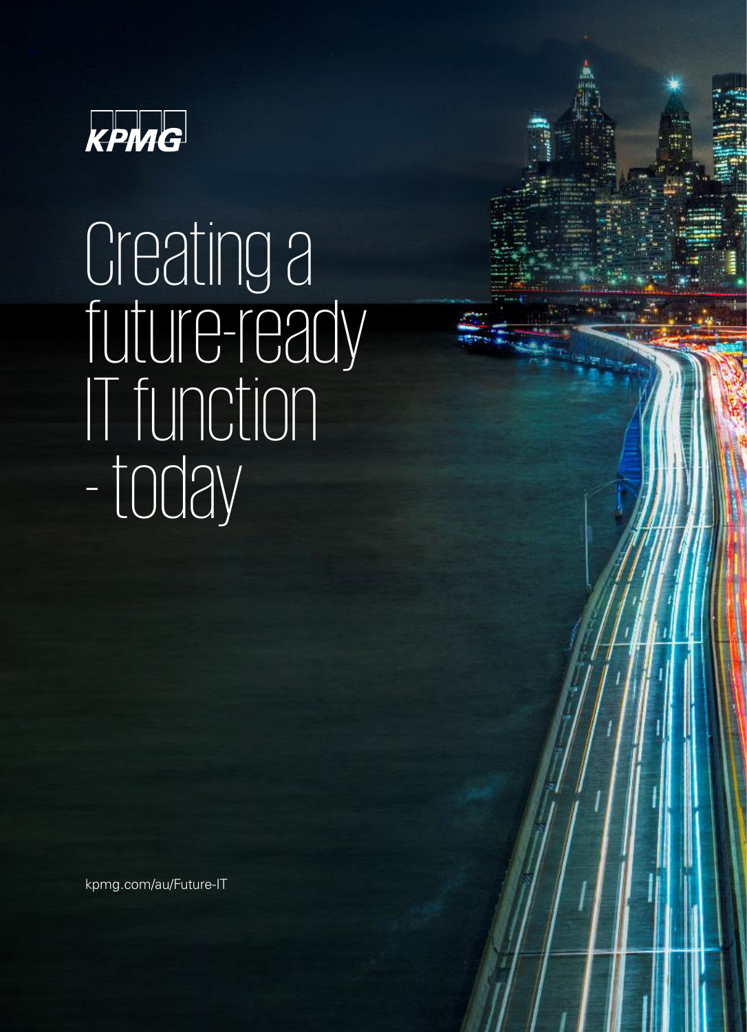KPMG

# Creating a future-ready IT function - today

kpmg.com/au/Future-IT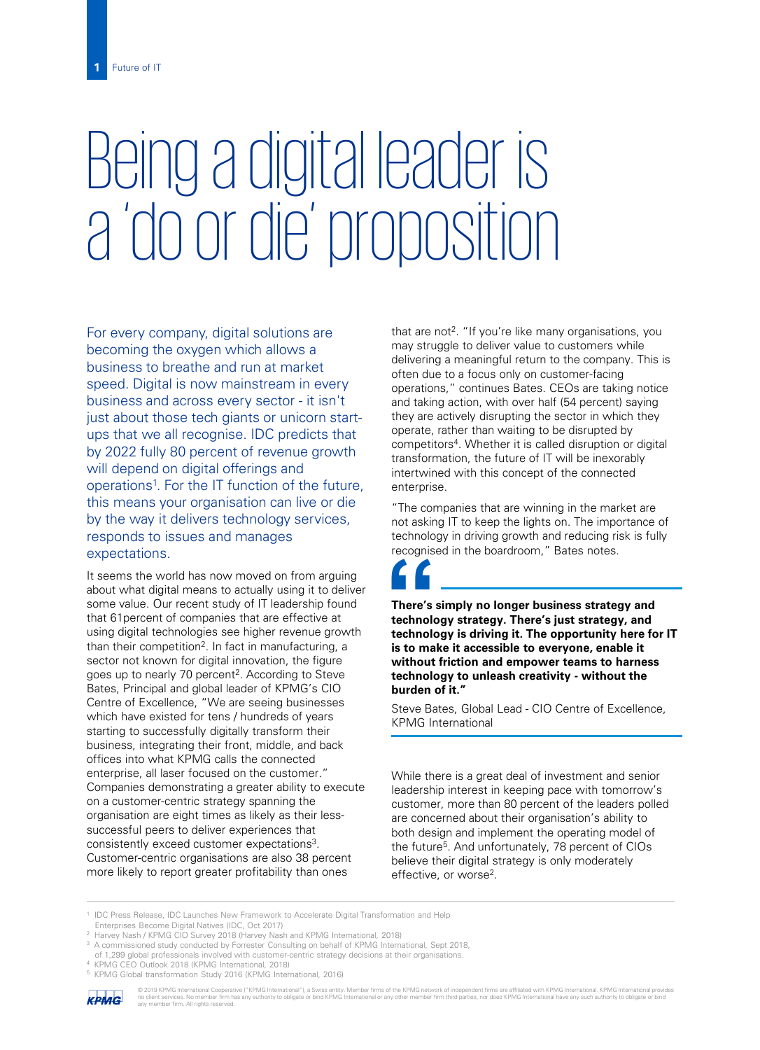# Being a digital leader is a 'do or die' proposition

For every company, digital solutions are becoming the oxygen which allows a business to breathe and run at market speed. Digital is now mainstream in every business and across every sector - it isn't just about those tech giants or unicorn start-ups that we all recognise. IDC predicts that by 2022 fully 80 percent of revenue growth will depend on digital offerings and operations[1]. For the IT function of the future, this means your organisation can live or die by the way it delivers technology services, responds to issues and manages expectations.

It seems the world has now moved on from arguing about what digital means to actually using it to deliver some value. Our recent study of IT leadership found that 61percent of companies that are effective at using digital technologies see higher revenue growth than their competition[2]. In fact in manufacturing, a sector not known for digital innovation, the figure goes up to nearly 70 percent[2]. According to Steve Bates, Principal and global leader of KPMG's CIO Centre of Excellence, "We are seeing businesses which have existed for tens / hundreds of years starting to successfully digitally transform their business, integrating their front, middle, and back offices into what KPMG calls the connected enterprise, all laser focused on the customer." Companies demonstrating a greater ability to execute on a customer-centric strategy spanning the organisation are eight times as likely as their less-successful peers to deliver experiences that consistently exceed customer expectations[3]. Customer-centric organisations are also 38 percent more likely to report greater profitability than ones that are not[2]. "If you're like many organisations, you may struggle to deliver value to customers while delivering a meaningful return to the company. This is often due to a focus only on customer-facing operations," continues Bates. CEOs are taking notice and taking action, with over half (54 percent) saying they are actively disrupting the sector in which they operate, rather than waiting to be disrupted by competitors[4]. Whether it is called disruption or digital transformation, the future of IT will be inexorably intertwined with this concept of the connected enterprise.

"The companies that are winning in the market are not asking IT to keep the lights on. The importance of technology in driving growth and reducing risk is fully recognised in the boardroom," Bates notes.

> **There's simply no longer business strategy and technology strategy. There's just strategy, and technology is driving it. The opportunity here for IT is to make it accessible to everyone, enable it without friction and empower teams to harness technology to unleash creativity - without the burden of it."**
>
> Steve Bates, Global Lead - CIO Centre of Excellence, KPMG International

While there is a great deal of investment and senior leadership interest in keeping pace with tomorrow's customer, more than 80 percent of the leaders polled are concerned about their organisation's ability to both design and implement the operating model of the future[5]. And unfortunately, 78 percent of CIOs believe their digital strategy is only moderately effective, or worse[2].

---

[1] IDC Press Release, IDC Launches New Framework to Accelerate Digital Transformation and Help Enterprises Become Digital Natives (IDC, Oct 2017)
[2] Harvey Nash / KPMG CIO Survey 2018 (Harvey Nash and KPMG International, 2018)
[3] A commissioned study conducted by Forrester Consulting on behalf of KPMG International, Sept 2018, of 1,299 global professionals involved with customer-centric strategy decisions at their organisations.
[4] KPMG CEO Outlook 2018 (KPMG International, 2018)
[5] KPMG Global transformation Study 2016 (KPMG International, 2016)

© 2019 KPMG International Cooperative ("KPMG International"), a Swiss entity. Member firms of the KPMG network of independent firms are affiliated with KPMG International. KPMG International provides no client services. No member firm has any authority to obligate or bind KPMG International or any other member firm third parties, nor does KPMG International have any such authority to obligate or bind any member firm. All rights reserved.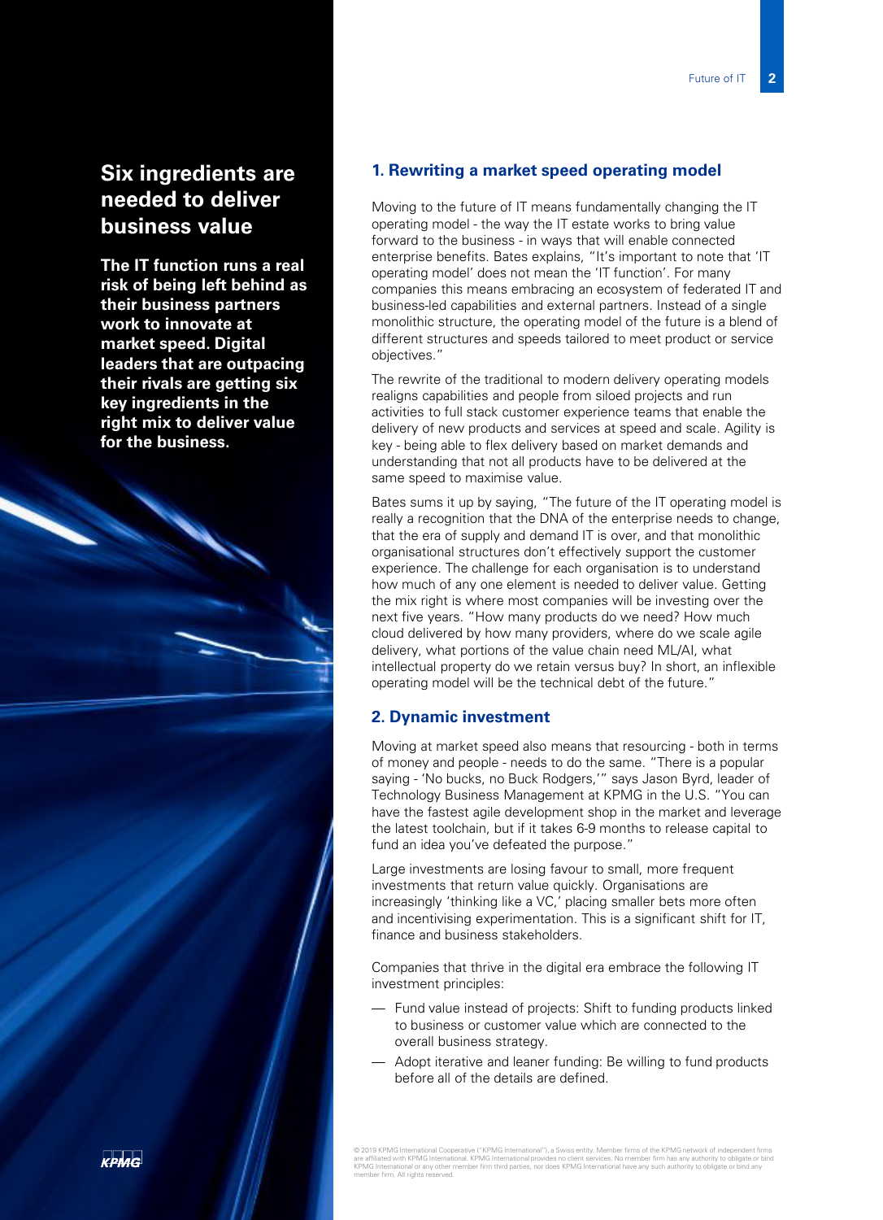## Six ingredients are needed to deliver business value

**The IT function runs a real risk of being left behind as their business partners work to innovate at market speed. Digital leaders that are outpacing their rivals are getting six key ingredients in the right mix to deliver value for the business.**

### 1. Rewriting a market speed operating model

Moving to the future of IT means fundamentally changing the IT operating model - the way the IT estate works to bring value forward to the business - in ways that will enable connected enterprise benefits. Bates explains, "It's important to note that 'IT operating model' does not mean the 'IT function'. For many companies this means embracing an ecosystem of federated IT and business-led capabilities and external partners. Instead of a single monolithic structure, the operating model of the future is a blend of different structures and speeds tailored to meet product or service objectives."

The rewrite of the traditional to modern delivery operating models realigns capabilities and people from siloed projects and run activities to full stack customer experience teams that enable the delivery of new products and services at speed and scale. Agility is key - being able to flex delivery based on market demands and understanding that not all products have to be delivered at the same speed to maximise value.

Bates sums it up by saying, "The future of the IT operating model is really a recognition that the DNA of the enterprise needs to change, that the era of supply and demand IT is over, and that monolithic organisational structures don't effectively support the customer experience. The challenge for each organisation is to understand how much of any one element is needed to deliver value. Getting the mix right is where most companies will be investing over the next five years. "How many products do we need? How much cloud delivered by how many providers, where do we scale agile delivery, what portions of the value chain need ML/AI, what intellectual property do we retain versus buy? In short, an inflexible operating model will be the technical debt of the future."

### 2. Dynamic investment

Moving at market speed also means that resourcing - both in terms of money and people - needs to do the same. "There is a popular saying - 'No bucks, no Buck Rodgers,'" says Jason Byrd, leader of Technology Business Management at KPMG in the U.S. "You can have the fastest agile development shop in the market and leverage the latest toolchain, but if it takes 6-9 months to release capital to fund an idea you've defeated the purpose."

Large investments are losing favour to small, more frequent investments that return value quickly. Organisations are increasingly 'thinking like a VC,' placing smaller bets more often and incentivising experimentation. This is a significant shift for IT, finance and business stakeholders.

Companies that thrive in the digital era embrace the following IT investment principles:

- Fund value instead of projects: Shift to funding products linked to business or customer value which are connected to the overall business strategy.
- Adopt iterative and leaner funding: Be willing to fund products before all of the details are defined.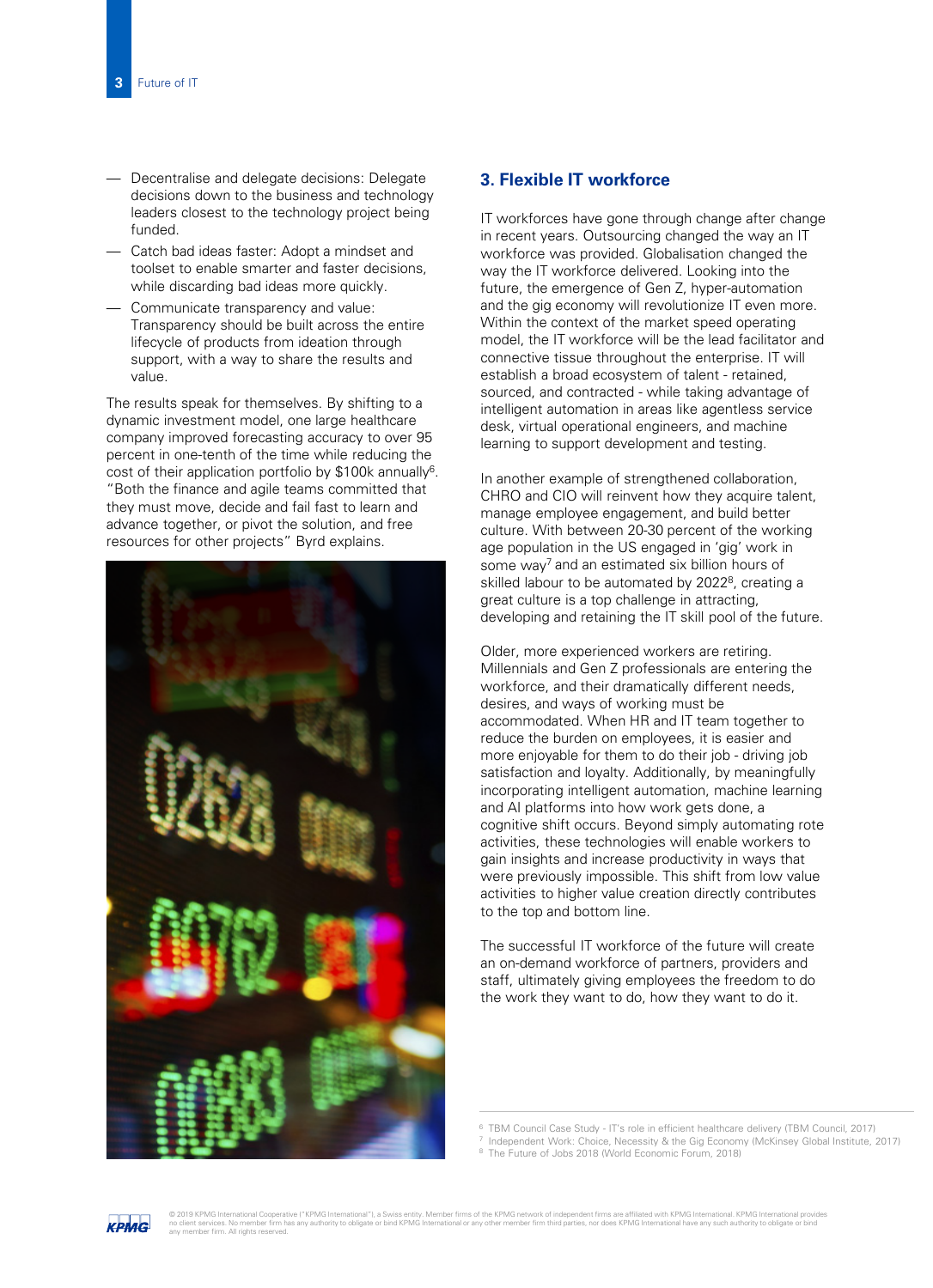- Decentralise and delegate decisions: Delegate decisions down to the business and technology leaders closest to the technology project being funded.
- Catch bad ideas faster: Adopt a mindset and toolset to enable smarter and faster decisions, while discarding bad ideas more quickly.
- Communicate transparency and value: Transparency should be built across the entire lifecycle of products from ideation through support, with a way to share the results and value.

The results speak for themselves. By shifting to a dynamic investment model, one large healthcare company improved forecasting accuracy to over 95 percent in one-tenth of the time while reducing the cost of their application portfolio by $100k annually[6]. "Both the finance and agile teams committed that they must move, decide and fail fast to learn and advance together, or pivot the solution, and free resources for other projects" Byrd explains.

## 3. Flexible IT workforce

IT workforces have gone through change after change in recent years. Outsourcing changed the way an IT workforce was provided. Globalisation changed the way the IT workforce delivered. Looking into the future, the emergence of Gen Z, hyper-automation and the gig economy will revolutionize IT even more. Within the context of the market speed operating model, the IT workforce will be the lead facilitator and connective tissue throughout the enterprise. IT will establish a broad ecosystem of talent - retained, sourced, and contracted - while taking advantage of intelligent automation in areas like agentless service desk, virtual operational engineers, and machine learning to support development and testing.

In another example of strengthened collaboration, CHRO and CIO will reinvent how they acquire talent, manage employee engagement, and build better culture. With between 20-30 percent of the working age population in the US engaged in 'gig' work in some way[7] and an estimated six billion hours of skilled labour to be automated by 2022[8], creating a great culture is a top challenge in attracting, developing and retaining the IT skill pool of the future.

Older, more experienced workers are retiring. Millennials and Gen Z professionals are entering the workforce, and their dramatically different needs, desires, and ways of working must be accommodated. When HR and IT team together to reduce the burden on employees, it is easier and more enjoyable for them to do their job - driving job satisfaction and loyalty. Additionally, by meaningfully incorporating intelligent automation, machine learning and AI platforms into how work gets done, a cognitive shift occurs. Beyond simply automating rote activities, these technologies will enable workers to gain insights and increase productivity in ways that were previously impossible. This shift from low value activities to higher value creation directly contributes to the top and bottom line.

The successful IT workforce of the future will create an on-demand workforce of partners, providers and staff, ultimately giving employees the freedom to do the work they want to do, how they want to do it.

---

[6] TBM Council Case Study - IT's role in efficient healthcare delivery (TBM Council, 2017)
[7] Independent Work: Choice, Necessity & the Gig Economy (McKinsey Global Institute, 2017)
[8] The Future of Jobs 2018 (World Economic Forum, 2018)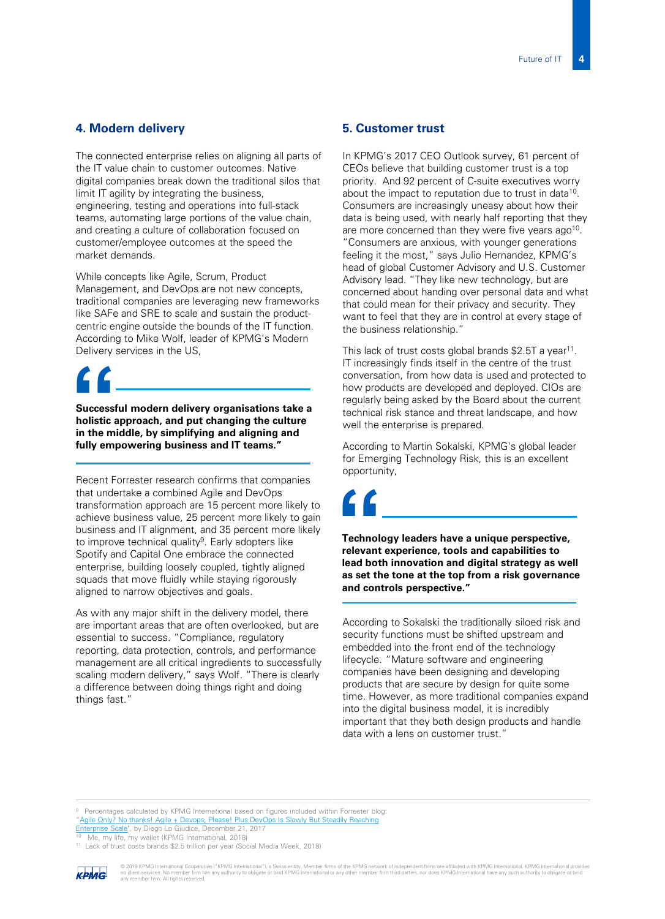## 4. Modern delivery

The connected enterprise relies on aligning all parts of the IT value chain to customer outcomes. Native digital companies break down the traditional silos that limit IT agility by integrating the business, engineering, testing and operations into full-stack teams, automating large portions of the value chain, and creating a culture of collaboration focused on customer/employee outcomes at the speed the market demands.

While concepts like Agile, Scrum, Product Management, and DevOps are not new concepts, traditional companies are leveraging new frameworks like SAFe and SRE to scale and sustain the product-centric engine outside the bounds of the IT function. According to Mike Wolf, leader of KPMG's Modern Delivery services in the US,

> **"Successful modern delivery organisations take a holistic approach, and put changing the culture in the middle, by simplifying and aligning and fully empowering business and IT teams."**

Recent Forrester research confirms that companies that undertake a combined Agile and DevOps transformation approach are 15 percent more likely to achieve business value, 25 percent more likely to gain business and IT alignment, and 35 percent more likely to improve technical quality[9]. Early adopters like Spotify and Capital One embrace the connected enterprise, building loosely coupled, tightly aligned squads that move fluidly while staying rigorously aligned to narrow objectives and goals.

As with any major shift in the delivery model, there are important areas that are often overlooked, but are essential to success. "Compliance, regulatory reporting, data protection, controls, and performance management are all critical ingredients to successfully scaling modern delivery," says Wolf. "There is clearly a difference between doing things right and doing things fast."

## 5. Customer trust

In KPMG's 2017 CEO Outlook survey, 61 percent of CEOs believe that building customer trust is a top priority. And 92 percent of C-suite executives worry about the impact to reputation due to trust in data[10]. Consumers are increasingly uneasy about how their data is being used, with nearly half reporting that they are more concerned than they were five years ago[10]. "Consumers are anxious, with younger generations feeling it the most," says Julio Hernandez, KPMG's head of global Customer Advisory and U.S. Customer Advisory lead. "They like new technology, but are concerned about handing over personal data and what that could mean for their privacy and security. They want to feel that they are in control at every stage of the business relationship."

This lack of trust costs global brands $2.5T a year[11]. IT increasingly finds itself in the centre of the trust conversation, from how data is used and protected to how products are developed and deployed. CIOs are regularly being asked by the Board about the current technical risk stance and threat landscape, and how well the enterprise is prepared.

According to Martin Sokalski, KPMG's global leader for Emerging Technology Risk, this is an excellent opportunity,

> **"Technology leaders have a unique perspective, relevant experience, tools and capabilities to lead both innovation and digital strategy as well as set the tone at the top from a risk governance and controls perspective."**

According to Sokalski the traditionally siloed risk and security functions must be shifted upstream and embedded into the front end of the technology lifecycle. "Mature software and engineering companies have been designing and developing products that are secure by design for quite some time. However, as more traditional companies expand into the digital business model, it is incredibly important that they both design products and handle data with a lens on customer trust."

---

[9] Percentages calculated by KPMG International based on figures included within Forrester blog: "Agile Only? No thanks! Agile + Devops, Please! Plus DevOps Is Slowly But Steadily Reaching Enterprise Scale", by Diego Lo Giudice, December 21, 2017

[10] Me, my life, my wallet (KPMG International, 2018)

[11] Lack of trust costs brands $2.5 trillion per year (Social Media Week, 2018)

© 2019 KPMG International Cooperative ("KPMG International"), a Swiss entity. Member firms of the KPMG network of independent firms are affiliated with KPMG International. KPMG International provides no client services. No member firm has any authority to obligate or bind KPMG International or any other member firm third parties, nor does KPMG International have any such authority to obligate or bind any member firm. All rights reserved.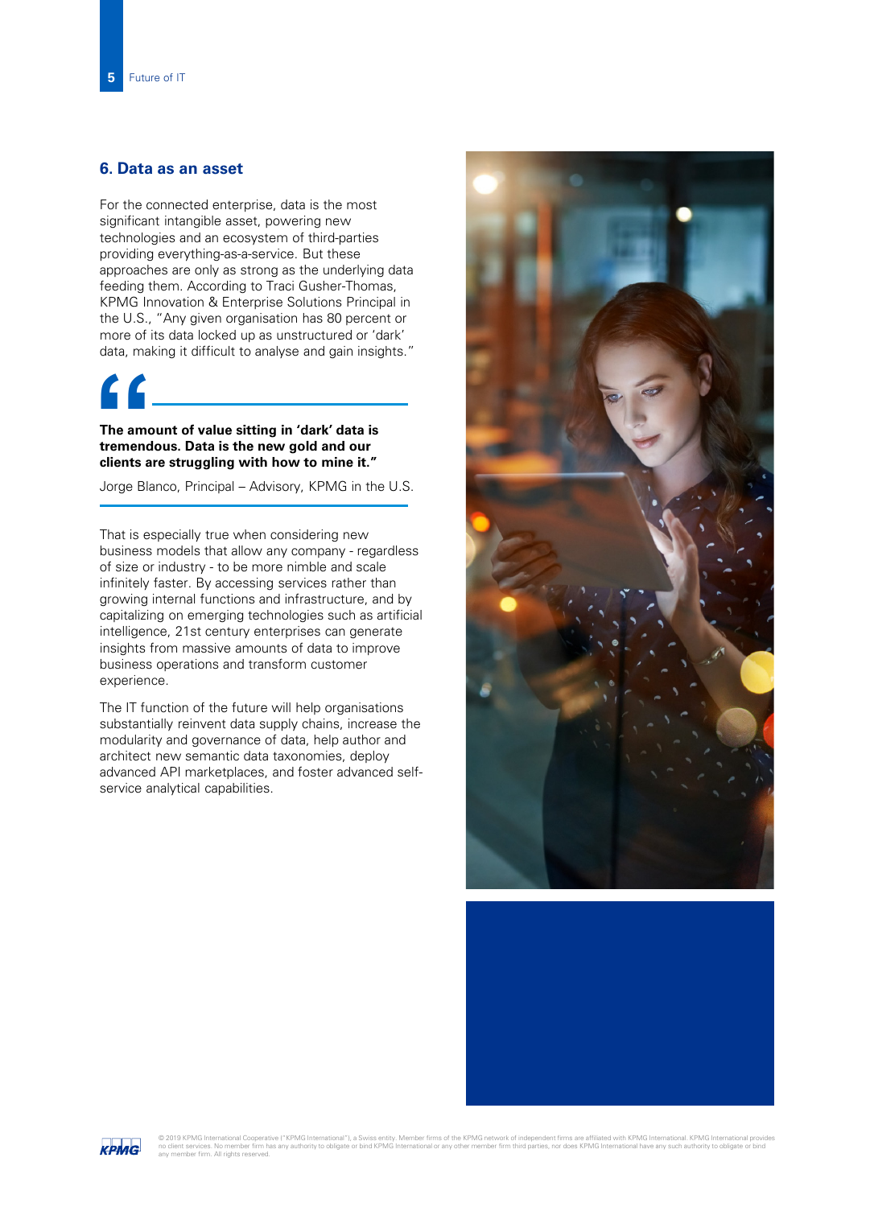## 6. Data as an asset

For the connected enterprise, data is the most significant intangible asset, powering new technologies and an ecosystem of third-parties providing everything-as-a-service. But these approaches are only as strong as the underlying data feeding them. According to Traci Gusher-Thomas, KPMG Innovation & Enterprise Solutions Principal in the U.S., "Any given organisation has 80 percent or more of its data locked up as unstructured or 'dark' data, making it difficult to analyse and gain insights."

> **The amount of value sitting in 'dark' data is tremendous. Data is the new gold and our clients are struggling with how to mine it."**
>
> Jorge Blanco, Principal – Advisory, KPMG in the U.S.

That is especially true when considering new business models that allow any company - regardless of size or industry - to be more nimble and scale infinitely faster. By accessing services rather than growing internal functions and infrastructure, and by capitalizing on emerging technologies such as artificial intelligence, 21st century enterprises can generate insights from massive amounts of data to improve business operations and transform customer experience.

The IT function of the future will help organisations substantially reinvent data supply chains, increase the modularity and governance of data, help author and architect new semantic data taxonomies, deploy advanced API marketplaces, and foster advanced self-service analytical capabilities.

© 2019 KPMG International Cooperative ("KPMG International"), a Swiss entity. Member firms of the KPMG network of independent firms are affiliated with KPMG International. KPMG International provides no client services. No member firm has any authority to obligate or bind KPMG International or any other member firm third parties, nor does KPMG International have any such authority to obligate or bind any member firm. All rights reserved.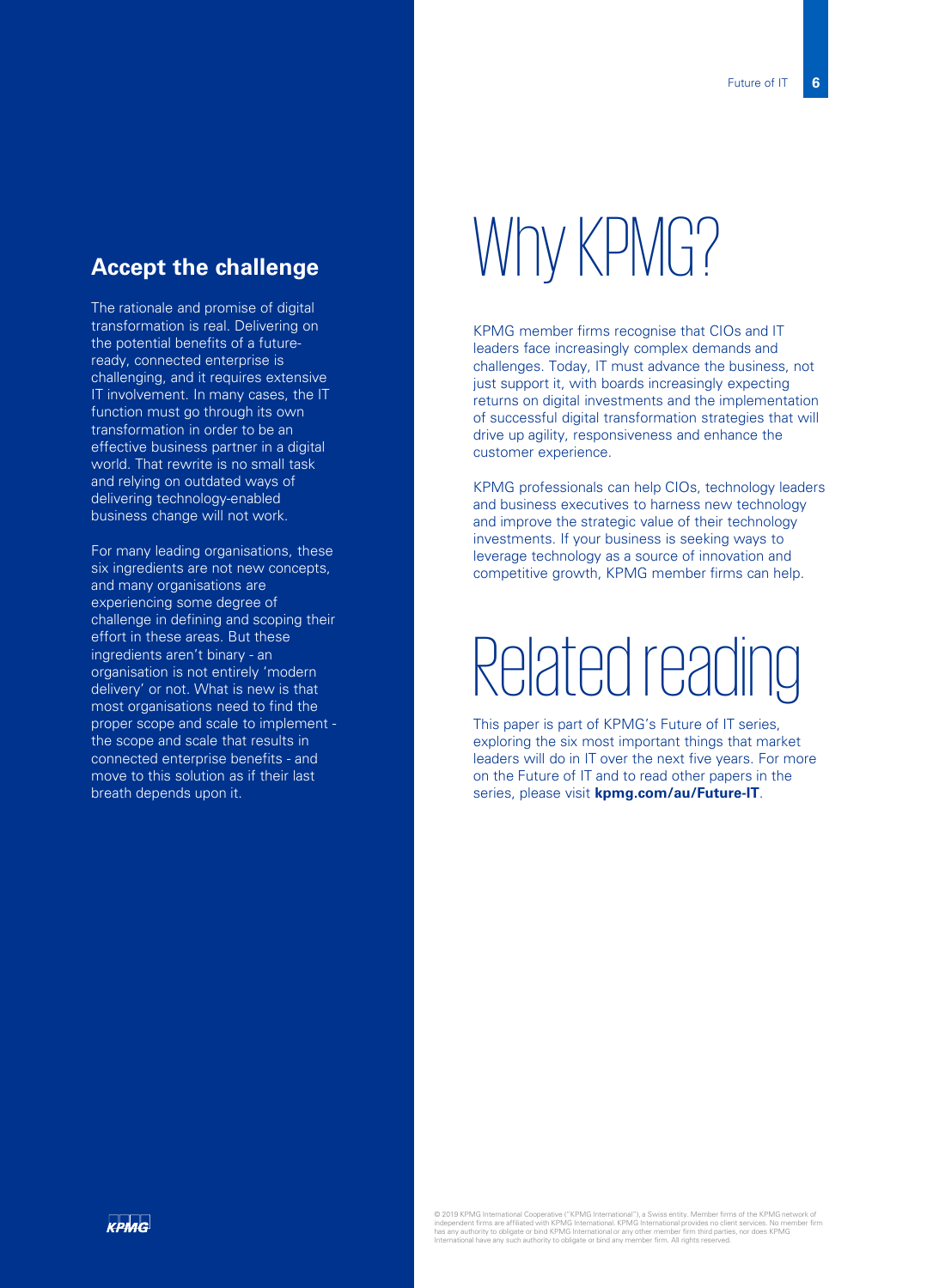## Accept the challenge

The rationale and promise of digital transformation is real. Delivering on the potential benefits of a future-ready, connected enterprise is challenging, and it requires extensive IT involvement. In many cases, the IT function must go through its own transformation in order to be an effective business partner in a digital world. That rewrite is no small task and relying on outdated ways of delivering technology-enabled business change will not work.

For many leading organisations, these six ingredients are not new concepts, and many organisations are experiencing some degree of challenge in defining and scoping their effort in these areas. But these ingredients aren't binary - an organisation is not entirely 'modern delivery' or not. What is new is that most organisations need to find the proper scope and scale to implement - the scope and scale that results in connected enterprise benefits - and move to this solution as if their last breath depends upon it.

# Why KPMG?

KPMG member firms recognise that CIOs and IT leaders face increasingly complex demands and challenges. Today, IT must advance the business, not just support it, with boards increasingly expecting returns on digital investments and the implementation of successful digital transformation strategies that will drive up agility, responsiveness and enhance the customer experience.

KPMG professionals can help CIOs, technology leaders and business executives to harness new technology and improve the strategic value of their technology investments. If your business is seeking ways to leverage technology as a source of innovation and competitive growth, KPMG member firms can help.

# Related reading

This paper is part of KPMG's Future of IT series, exploring the six most important things that market leaders will do in IT over the next five years. For more on the Future of IT and to read other papers in the series, please visit **kpmg.com/au/Future-IT**.

© 2019 KPMG International Cooperative ("KPMG International"), a Swiss entity. Member firms of the KPMG network of independent firms are affiliated with KPMG International. KPMG International provides no client services. No member firm has any authority to obligate or bind KPMG International or any other member firm third parties, nor does KPMG International have any such authority to obligate or bind any member firm. All rights reserved.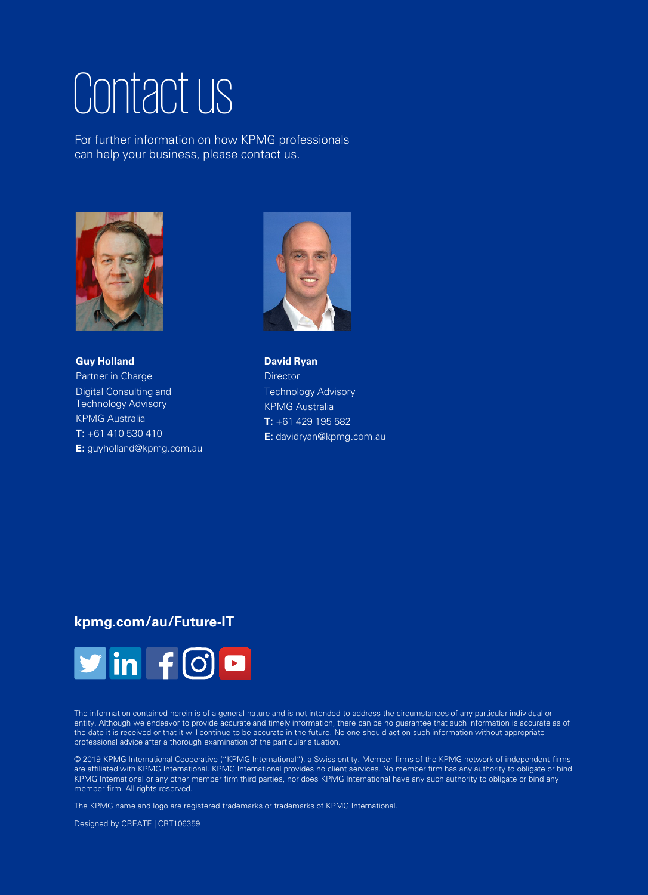# Contact us

For further information on how KPMG professionals can help your business, please contact us.

**Guy Holland**
Partner in Charge
Digital Consulting and Technology Advisory
KPMG Australia
**T:** +61 410 530 410
**E:** guyholland@kpmg.com.au

**David Ryan**
Director
Technology Advisory
KPMG Australia
**T:** +61 429 195 582
**E:** davidryan@kpmg.com.au

**kpmg.com/au/Future-IT**

The information contained herein is of a general nature and is not intended to address the circumstances of any particular individual or entity. Although we endeavor to provide accurate and timely information, there can be no guarantee that such information is accurate as of the date it is received or that it will continue to be accurate in the future. No one should act on such information without appropriate professional advice after a thorough examination of the particular situation.

© 2019 KPMG International Cooperative ("KPMG International"), a Swiss entity. Member firms of the KPMG network of independent firms are affiliated with KPMG International. KPMG International provides no client services. No member firm has any authority to obligate or bind KPMG International or any other member firm third parties, nor does KPMG International have any such authority to obligate or bind any member firm. All rights reserved.

The KPMG name and logo are registered trademarks or trademarks of KPMG International.

Designed by CREATE | CRT106359